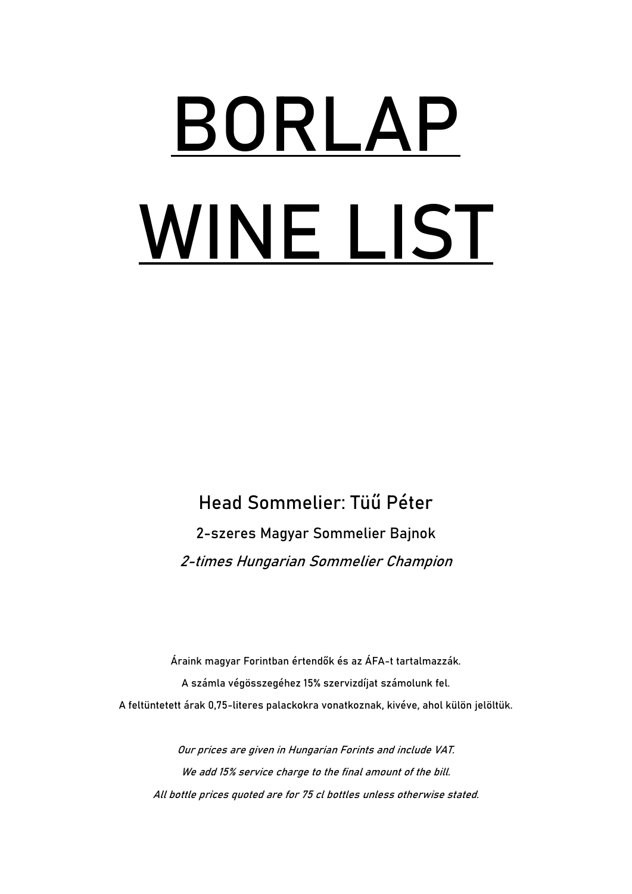# BORLAP

# WINE LIST

Head Sommelier: Tüű Péter

2-szeres Magyar Sommelier Bajnok

*2-times Hungarian Sommelier Champion*

Áraink magyar Forintban értendők és az ÁFA-t tartalmazzák.

A számla végösszegéhez 15% szervizdíjat számolunk fel.

A feltüntetett árak 0,75-literes palackokra vonatkoznak, kivéve, ahol külön jelöltük.

*Our prices are given in Hungarian Forints and include VAT.*

*We add 15% service charge to the final amount of the bill.*

*All bottle prices quoted are for 75 cl bottles unless otherwise stated.*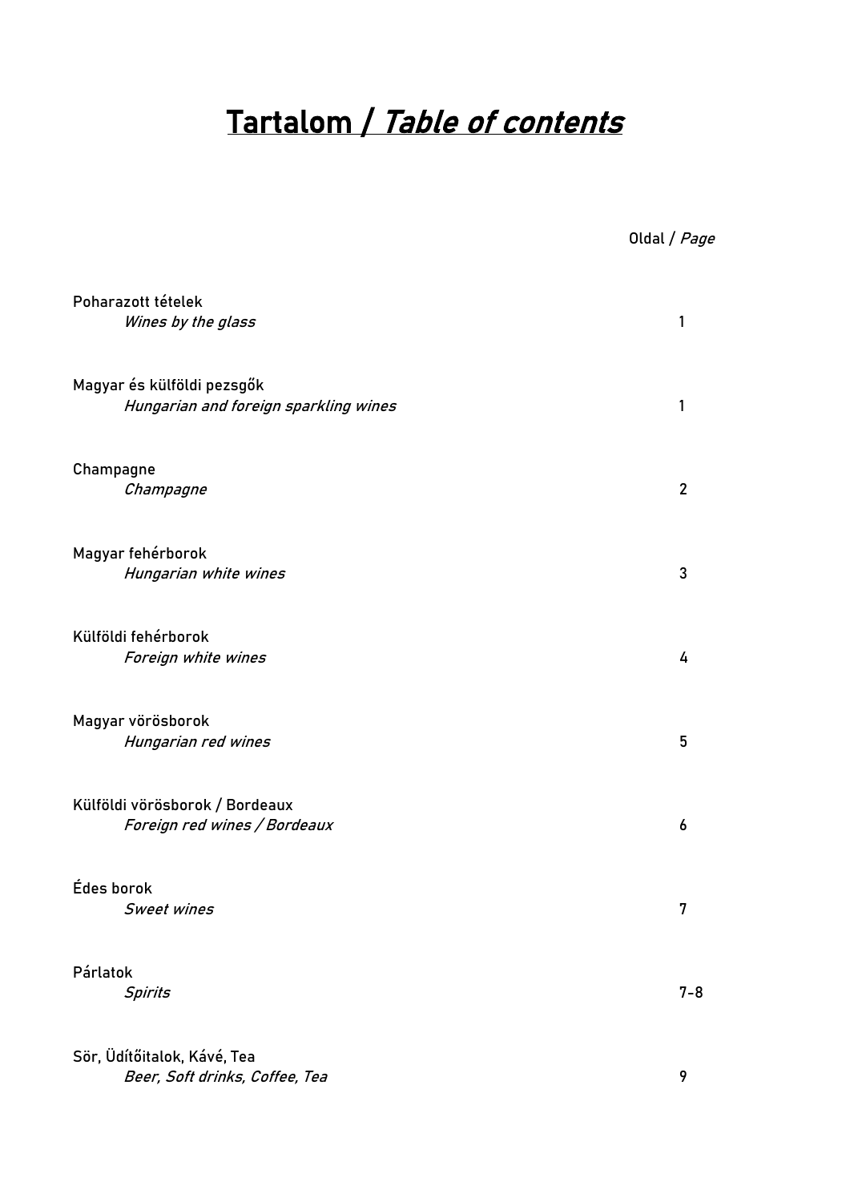# Tartalom / *Table of contents*

| | Oldal / *Page* |
|---|---|
| Poharazott tételek<br>*Wines by the glass* | 1 |
| Magyar és külföldi pezsgők<br>*Hungarian and foreign sparkling wines* | 1 |
| Champagne<br>*Champagne* | 2 |
| Magyar fehérborok<br>*Hungarian white wines* | 3 |
| Külföldi fehérborok<br>*Foreign white wines* | 4 |
| Magyar vörösborok<br>*Hungarian red wines* | 5 |
| Külföldi vörösborok / Bordeaux<br>*Foreign red wines / Bordeaux* | 6 |
| Édes borok<br>*Sweet wines* | 7 |
| Párlatok<br>*Spirits* | 7-8 |
| Sör, Üdítőitalok, Kávé, Tea<br>*Beer, Soft drinks, Coffee, Tea* | 9 |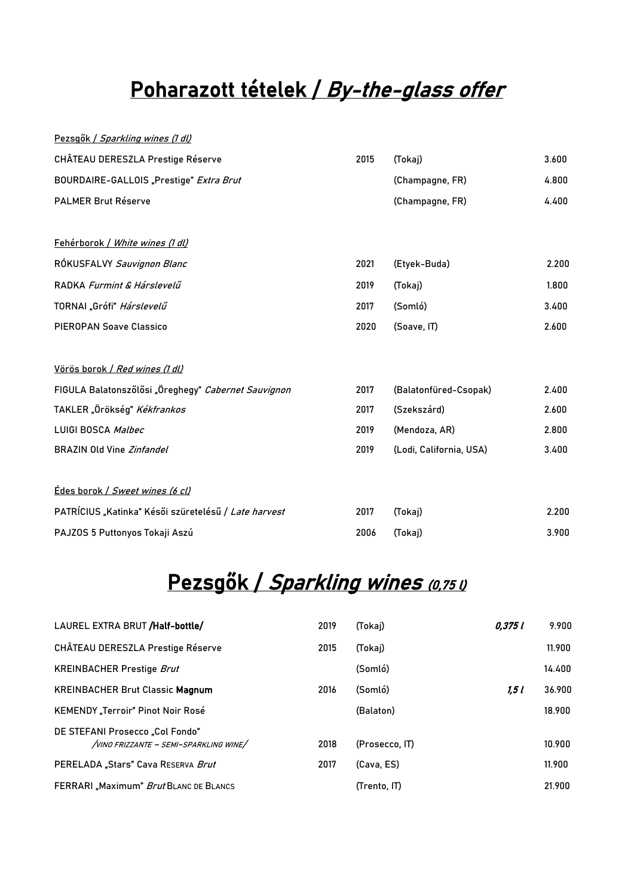# Poharazott tételek / *By-the-glass offer*

**Pezsgők / *Sparkling wines (1 dl)***

| Wine | Year | Region | Price |
|---|---|---|---|
| CHÂTEAU DERESZLA Prestige Réserve | 2015 | (Tokaj) | 3.600 |
| BOURDAIRE-GALLOIS „Prestige" *Extra Brut* | | (Champagne, FR) | 4.800 |
| PALMER Brut Réserve | | (Champagne, FR) | 4.400 |

**Fehérborok / *White wines (1 dl)***

| Wine | Year | Region | Price |
|---|---|---|---|
| RÓKUSFALVY *Sauvignon Blanc* | 2021 | (Etyek-Buda) | 2.200 |
| RADKA *Furmint & Hárslevelű* | 2019 | (Tokaj) | 1.800 |
| TORNAI „Grófi" *Hárslevelű* | 2017 | (Somló) | 3.400 |
| PIEROPAN Soave Classico | 2020 | (Soave, IT) | 2.600 |

**Vörös borok / *Red wines (1 dl)***

| Wine | Year | Region | Price |
|---|---|---|---|
| FIGULA Balatonszőlősi „Öreghegy" *Cabernet Sauvignon* | 2017 | (Balatonfüred-Csopak) | 2.400 |
| TAKLER „Örökség" *Kékfrankos* | 2017 | (Szekszárd) | 2.600 |
| LUIGI BOSCA *Malbec* | 2019 | (Mendoza, AR) | 2.800 |
| BRAZIN Old Vine *Zinfandel* | 2019 | (Lodi, California, USA) | 3.400 |

**Édes borok / *Sweet wines (6 cl)***

| Wine | Year | Region | Price |
|---|---|---|---|
| PATRÍCIUS „Katinka" Késői szüretelésű / *Late harvest* | 2017 | (Tokaj) | 2.200 |
| PAJZOS 5 Puttonyos Tokaji Aszú | 2006 | (Tokaj) | 3.900 |

# Pezsgők / *Sparkling wines (0,75 l)*

| Wine | Year | Region | Size | Price |
|---|---|---|---|---|
| LAUREL EXTRA BRUT **/Half-bottle/** | 2019 | (Tokaj) | ***0,375 l*** | 9.900 |
| CHÂTEAU DERESZLA Prestige Réserve | 2015 | (Tokaj) | | 11.900 |
| KREINBACHER Prestige *Brut* | | (Somló) | | 14.400 |
| KREINBACHER Brut Classic **Magnum** | 2016 | (Somló) | ***1,5 l*** | 36.900 |
| KEMENDY „Terroir" Pinot Noir Rosé | | (Balaton) | | 18.900 |
| DE STEFANI Prosecco „Col Fondo" */VINO FRIZZANTE – SEMI-SPARKLING WINE/* | 2018 | (Prosecco, IT) | | 10.900 |
| PERELADA „Stars" Cava RESERVA *Brut* | 2017 | (Cava, ES) | | 11.900 |
| FERRARI „Maximum" *Brut* BLANC DE BLANCS | | (Trento, IT) | | 21.900 |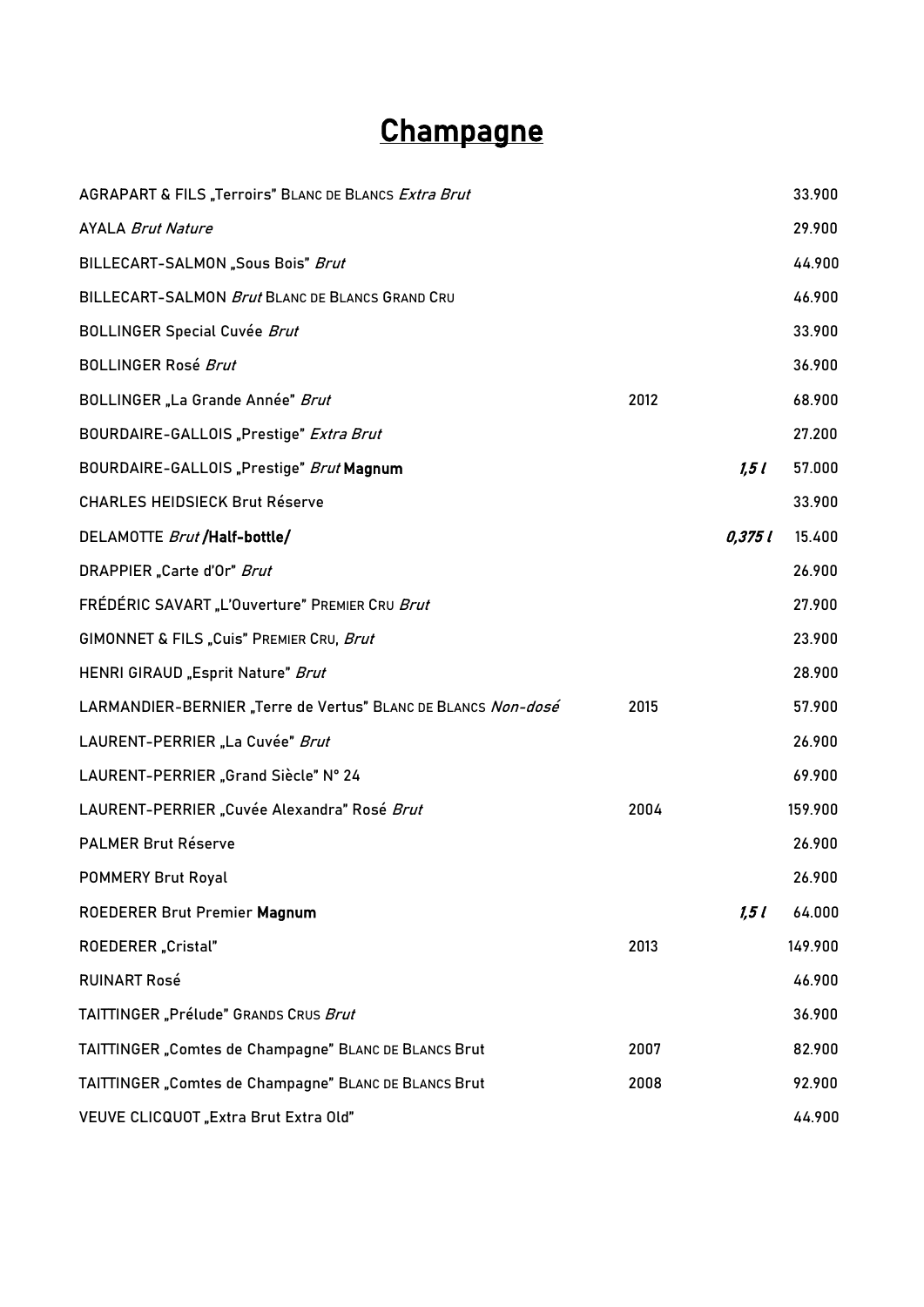# Champagne

| | | | |
|---|---|---|---|
| AGRAPART & FILS „Terroirs" BLANC DE BLANCS *Extra Brut* | | | 33.900 |
| AYALA *Brut Nature* | | | 29.900 |
| BILLECART-SALMON „Sous Bois" *Brut* | | | 44.900 |
| BILLECART-SALMON *Brut* BLANC DE BLANCS GRAND CRU | | | 46.900 |
| BOLLINGER Special Cuvée *Brut* | | | 33.900 |
| BOLLINGER Rosé *Brut* | | | 36.900 |
| BOLLINGER „La Grande Année" *Brut* | 2012 | | 68.900 |
| BOURDAIRE-GALLOIS „Prestige" *Extra Brut* | | | 27.200 |
| BOURDAIRE-GALLOIS „Prestige" *Brut* **Magnum** | | *1,5 l* | 57.000 |
| CHARLES HEIDSIECK Brut Réserve | | | 33.900 |
| DELAMOTTE *Brut* **/Half-bottle/** | | *0,375 l* | 15.400 |
| DRAPPIER „Carte d'Or" *Brut* | | | 26.900 |
| FRÉDÉRIC SAVART „L'Ouverture" PREMIER CRU *Brut* | | | 27.900 |
| GIMONNET & FILS „Cuis" PREMIER CRU, *Brut* | | | 23.900 |
| HENRI GIRAUD „Esprit Nature" *Brut* | | | 28.900 |
| LARMANDIER-BERNIER „Terre de Vertus" BLANC DE BLANCS *Non-dosé* | 2015 | | 57.900 |
| LAURENT-PERRIER „La Cuvée" *Brut* | | | 26.900 |
| LAURENT-PERRIER „Grand Siècle" N° 24 | | | 69.900 |
| LAURENT-PERRIER „Cuvée Alexandra" Rosé *Brut* | 2004 | | 159.900 |
| PALMER Brut Réserve | | | 26.900 |
| POMMERY Brut Royal | | | 26.900 |
| ROEDERER Brut Premier **Magnum** | | *1,5 l* | 64.000 |
| ROEDERER „Cristal" | 2013 | | 149.900 |
| RUINART Rosé | | | 46.900 |
| TAITTINGER „Prélude" GRANDS CRUS *Brut* | | | 36.900 |
| TAITTINGER „Comtes de Champagne" BLANC DE BLANCS Brut | 2007 | | 82.900 |
| TAITTINGER „Comtes de Champagne" BLANC DE BLANCS Brut | 2008 | | 92.900 |
| VEUVE CLICQUOT „Extra Brut Extra Old" | | | 44.900 |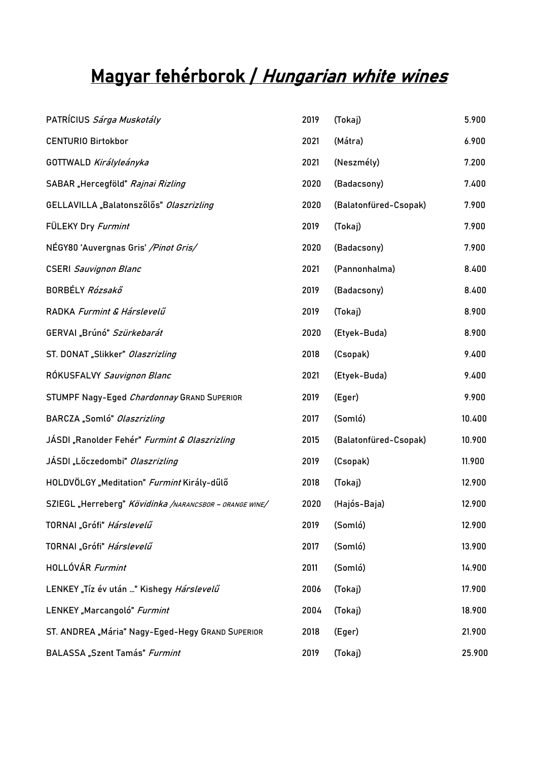# Magyar fehérborok / *Hungarian white wines*

| | | | |
|---|---|---|---|
| PATRÍCIUS *Sárga Muskotály* | 2019 | (Tokaj) | 5.900 |
| CENTURIO Birtokbor | 2021 | (Mátra) | 6.900 |
| GOTTWALD *Királyleányka* | 2021 | (Neszmély) | 7.200 |
| SABAR „Hercegföld" *Rajnai Rizling* | 2020 | (Badacsony) | 7.400 |
| GELLAVILLA „Balatonszőlős" *Olaszrizling* | 2020 | (Balatonfüred-Csopak) | 7.900 |
| FÜLEKY Dry *Furmint* | 2019 | (Tokaj) | 7.900 |
| NÉGY80 'Auvergnas Gris' */Pinot Gris/* | 2020 | (Badacsony) | 7.900 |
| CSERI *Sauvignon Blanc* | 2021 | (Pannonhalma) | 8.400 |
| BORBÉLY *Rózsakő* | 2019 | (Badacsony) | 8.400 |
| RADKA *Furmint & Hárslevelű* | 2019 | (Tokaj) | 8.900 |
| GERVAI „Brúnó" *Szürkebarát* | 2020 | (Etyek-Buda) | 8.900 |
| ST. DONAT „Slikker" *Olaszrizling* | 2018 | (Csopak) | 9.400 |
| RÓKUSFALVY *Sauvignon Blanc* | 2021 | (Etyek-Buda) | 9.400 |
| STUMPF Nagy-Eged *Chardonnay* GRAND SUPERIOR | 2019 | (Eger) | 9.900 |
| BARCZA „Somló" *Olaszrizling* | 2017 | (Somló) | 10.400 |
| JÁSDI „Ranolder Fehér" *Furmint & Olaszrizling* | 2015 | (Balatonfüred-Csopak) | 10.900 |
| JÁSDI „Lőczedombi" *Olaszrizling* | 2019 | (Csopak) | 11.900 |
| HOLDVÖLGY „Meditation" *Furmint* Király-dűlő | 2018 | (Tokaj) | 12.900 |
| SZIEGL „Herreberg" *Kövidinka /NARANCSBOR – ORANGE WINE/* | 2020 | (Hajós-Baja) | 12.900 |
| TORNAI „Grófi" *Hárslevelű* | 2019 | (Somló) | 12.900 |
| TORNAI „Grófi" *Hárslevelű* | 2017 | (Somló) | 13.900 |
| HOLLÓVÁR *Furmint* | 2011 | (Somló) | 14.900 |
| LENKEY „Tíz év után …" Kishegy *Hárslevelű* | 2006 | (Tokaj) | 17.900 |
| LENKEY „Marcangoló" *Furmint* | 2004 | (Tokaj) | 18.900 |
| ST. ANDREA „Mária" Nagy-Eged-Hegy GRAND SUPERIOR | 2018 | (Eger) | 21.900 |
| BALASSA „Szent Tamás" *Furmint* | 2019 | (Tokaj) | 25.900 |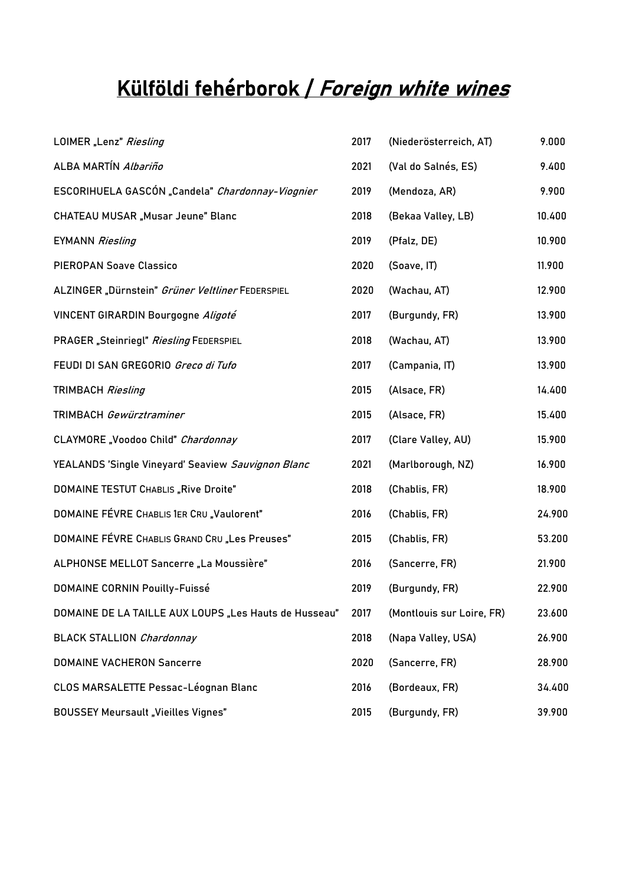# **Külföldi fehérborok / *Foreign white wines***

| | | | |
|---|---|---|---|
| LOIMER „Lenz" *Riesling* | 2017 | (Niederösterreich, AT) | 9.000 |
| ALBA MARTÍN *Albariño* | 2021 | (Val do Salnés, ES) | 9.400 |
| ESCORIHUELA GASCÓN „Candela" *Chardonnay-Viognier* | 2019 | (Mendoza, AR) | 9.900 |
| CHATEAU MUSAR „Musar Jeune" Blanc | 2018 | (Bekaa Valley, LB) | 10.400 |
| EYMANN *Riesling* | 2019 | (Pfalz, DE) | 10.900 |
| PIEROPAN Soave Classico | 2020 | (Soave, IT) | 11.900 |
| ALZINGER „Dürnstein" *Grüner Veltliner* FEDERSPIEL | 2020 | (Wachau, AT) | 12.900 |
| VINCENT GIRARDIN Bourgogne *Aligoté* | 2017 | (Burgundy, FR) | 13.900 |
| PRAGER „Steinriegl" *Riesling* FEDERSPIEL | 2018 | (Wachau, AT) | 13.900 |
| FEUDI DI SAN GREGORIO *Greco di Tufo* | 2017 | (Campania, IT) | 13.900 |
| TRIMBACH *Riesling* | 2015 | (Alsace, FR) | 14.400 |
| TRIMBACH *Gewürztraminer* | 2015 | (Alsace, FR) | 15.400 |
| CLAYMORE „Voodoo Child" *Chardonnay* | 2017 | (Clare Valley, AU) | 15.900 |
| YEALANDS 'Single Vineyard' Seaview *Sauvignon Blanc* | 2021 | (Marlborough, NZ) | 16.900 |
| DOMAINE TESTUT CHABLIS „Rive Droite" | 2018 | (Chablis, FR) | 18.900 |
| DOMAINE FÉVRE CHABLIS 1ER CRU „Vaulorent" | 2016 | (Chablis, FR) | 24.900 |
| DOMAINE FÉVRE CHABLIS GRAND CRU „Les Preuses" | 2015 | (Chablis, FR) | 53.200 |
| ALPHONSE MELLOT Sancerre „La Moussière" | 2016 | (Sancerre, FR) | 21.900 |
| DOMAINE CORNIN Pouilly-Fuissé | 2019 | (Burgundy, FR) | 22.900 |
| DOMAINE DE LA TAILLE AUX LOUPS „Les Hauts de Husseau" | 2017 | (Montlouis sur Loire, FR) | 23.600 |
| BLACK STALLION *Chardonnay* | 2018 | (Napa Valley, USA) | 26.900 |
| DOMAINE VACHERON Sancerre | 2020 | (Sancerre, FR) | 28.900 |
| CLOS MARSALETTE Pessac-Léognan Blanc | 2016 | (Bordeaux, FR) | 34.400 |
| BOUSSEY Meursault „Vieilles Vignes" | 2015 | (Burgundy, FR) | 39.900 |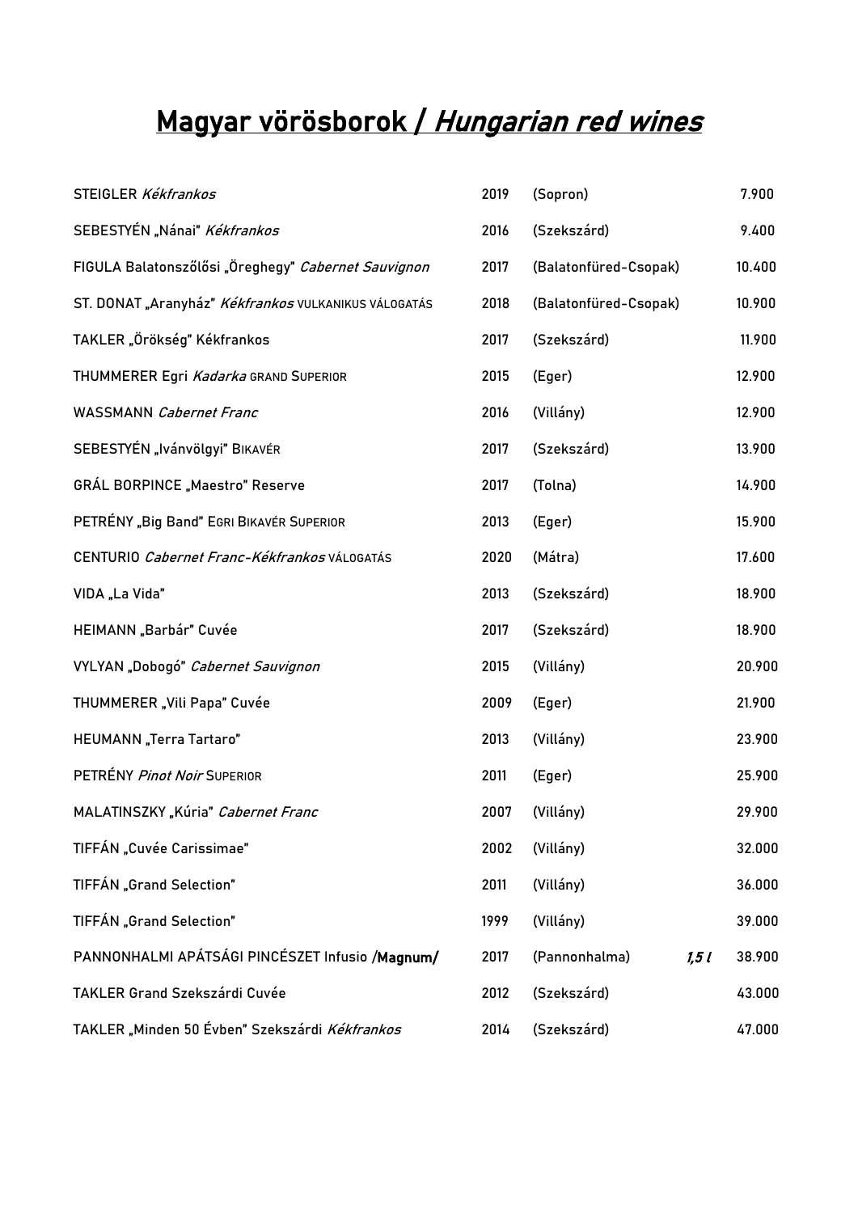# Magyar vörösborok / *Hungarian red wines*

| | | | | |
|---|---|---|---|---|
| STEIGLER *Kékfrankos* | 2019 | (Sopron) | | 7.900 |
| SEBESTYÉN „Nánai" *Kékfrankos* | 2016 | (Szekszárd) | | 9.400 |
| FIGULA Balatonszőlősi „Öreghegy" *Cabernet Sauvignon* | 2017 | (Balatonfüred-Csopak) | | 10.400 |
| ST. DONAT „Aranyház" *Kékfrankos* VULKANIKUS VÁLOGATÁS | 2018 | (Balatonfüred-Csopak) | | 10.900 |
| TAKLER „Örökség" Kékfrankos | 2017 | (Szekszárd) | | 11.900 |
| THUMMERER Egri *Kadarka* GRAND SUPERIOR | 2015 | (Eger) | | 12.900 |
| WASSMANN *Cabernet Franc* | 2016 | (Villány) | | 12.900 |
| SEBESTYÉN „Ivánvölgyi" BIKAVÉR | 2017 | (Szekszárd) | | 13.900 |
| GRÁL BORPINCE „Maestro" Reserve | 2017 | (Tolna) | | 14.900 |
| PETRÉNY „Big Band" EGRI BIKAVÉR SUPERIOR | 2013 | (Eger) | | 15.900 |
| CENTURIO *Cabernet Franc-Kékfrankos* VÁLOGATÁS | 2020 | (Mátra) | | 17.600 |
| VIDA „La Vida" | 2013 | (Szekszárd) | | 18.900 |
| HEIMANN „Barbár" Cuvée | 2017 | (Szekszárd) | | 18.900 |
| VYLYAN „Dobogó" *Cabernet Sauvignon* | 2015 | (Villány) | | 20.900 |
| THUMMERER „Vili Papa" Cuvée | 2009 | (Eger) | | 21.900 |
| HEUMANN „Terra Tartaro" | 2013 | (Villány) | | 23.900 |
| PETRÉNY *Pinot Noir* SUPERIOR | 2011 | (Eger) | | 25.900 |
| MALATINSZKY „Kúria" *Cabernet Franc* | 2007 | (Villány) | | 29.900 |
| TIFFÁN „Cuvée Carissimae" | 2002 | (Villány) | | 32.000 |
| TIFFÁN „Grand Selection" | 2011 | (Villány) | | 36.000 |
| TIFFÁN „Grand Selection" | 1999 | (Villány) | | 39.000 |
| PANNONHALMI APÁTSÁGI PINCÉSZET Infusio /**Magnum/** | 2017 | (Pannonhalma) | *1,5 l* | 38.900 |
| TAKLER Grand Szekszárdi Cuvée | 2012 | (Szekszárd) | | 43.000 |
| TAKLER „Minden 50 Évben" Szekszárdi *Kékfrankos* | 2014 | (Szekszárd) | | 47.000 |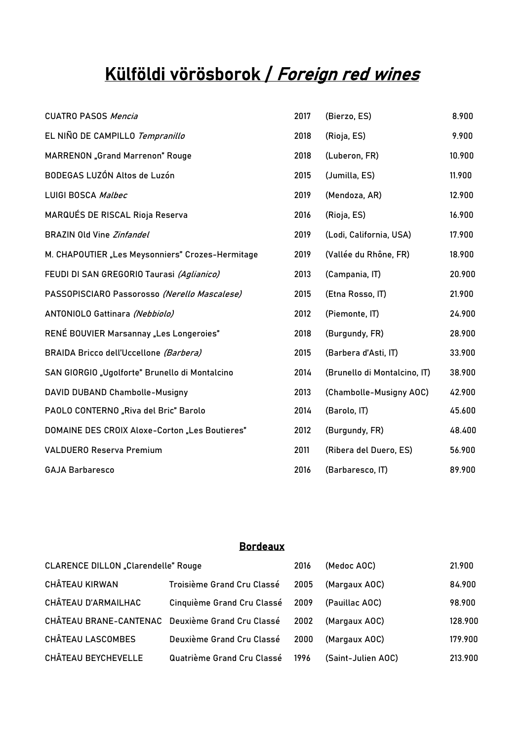# Külföldi vörösborok / *Foreign red wines*

| | | | |
|---|---|---|---|
| CUATRO PASOS *Mencia* | 2017 | (Bierzo, ES) | 8.900 |
| EL NIÑO DE CAMPILLO *Tempranillo* | 2018 | (Rioja, ES) | 9.900 |
| MARRENON „Grand Marrenon" Rouge | 2018 | (Luberon, FR) | 10.900 |
| BODEGAS LUZÓN Altos de Luzón | 2015 | (Jumilla, ES) | 11.900 |
| LUIGI BOSCA *Malbec* | 2019 | (Mendoza, AR) | 12.900 |
| MARQUÉS DE RISCAL Rioja Reserva | 2016 | (Rioja, ES) | 16.900 |
| BRAZIN Old Vine *Zinfandel* | 2019 | (Lodi, California, USA) | 17.900 |
| M. CHAPOUTIER „Les Meysonniers" Crozes-Hermitage | 2019 | (Vallée du Rhône, FR) | 18.900 |
| FEUDI DI SAN GREGORIO Taurasi *(Aglianico)* | 2013 | (Campania, IT) | 20.900 |
| PASSOPISCIARO Passorosso *(Nerello Mascalese)* | 2015 | (Etna Rosso, IT) | 21.900 |
| ANTONIOLO Gattinara *(Nebbiolo)* | 2012 | (Piemonte, IT) | 24.900 |
| RENÉ BOUVIER Marsannay „Les Longeroies" | 2018 | (Burgundy, FR) | 28.900 |
| BRAIDA Bricco dell'Uccellone *(Barbera)* | 2015 | (Barbera d'Asti, IT) | 33.900 |
| SAN GIORGIO „Ugolforte" Brunello di Montalcino | 2014 | (Brunello di Montalcino, IT) | 38.900 |
| DAVID DUBAND Chambolle-Musigny | 2013 | (Chambolle-Musigny AOC) | 42.900 |
| PAOLO CONTERNO „Riva del Bric" Barolo | 2014 | (Barolo, IT) | 45.600 |
| DOMAINE DES CROIX Aloxe-Corton „Les Boutieres" | 2012 | (Burgundy, FR) | 48.400 |
| VALDUERO Reserva Premium | 2011 | (Ribera del Duero, ES) | 56.900 |
| GAJA Barbaresco | 2016 | (Barbaresco, IT) | 89.900 |

## Bordeaux

| | | | | |
|---|---|---|---|---|
| CLARENCE DILLON „Clarendelle" Rouge | | 2016 | (Medoc AOC) | 21.900 |
| CHÂTEAU KIRWAN | Troisième Grand Cru Classé | 2005 | (Margaux AOC) | 84.900 |
| CHÂTEAU D'ARMAILHAC | Cinquième Grand Cru Classé | 2009 | (Pauillac AOC) | 98.900 |
| CHÂTEAU BRANE-CANTENAC | Deuxième Grand Cru Classé | 2002 | (Margaux AOC) | 128.900 |
| CHÂTEAU LASCOMBES | Deuxième Grand Cru Classé | 2000 | (Margaux AOC) | 179.900 |
| CHÂTEAU BEYCHEVELLE | Quatrième Grand Cru Classé | 1996 | (Saint-Julien AOC) | 213.900 |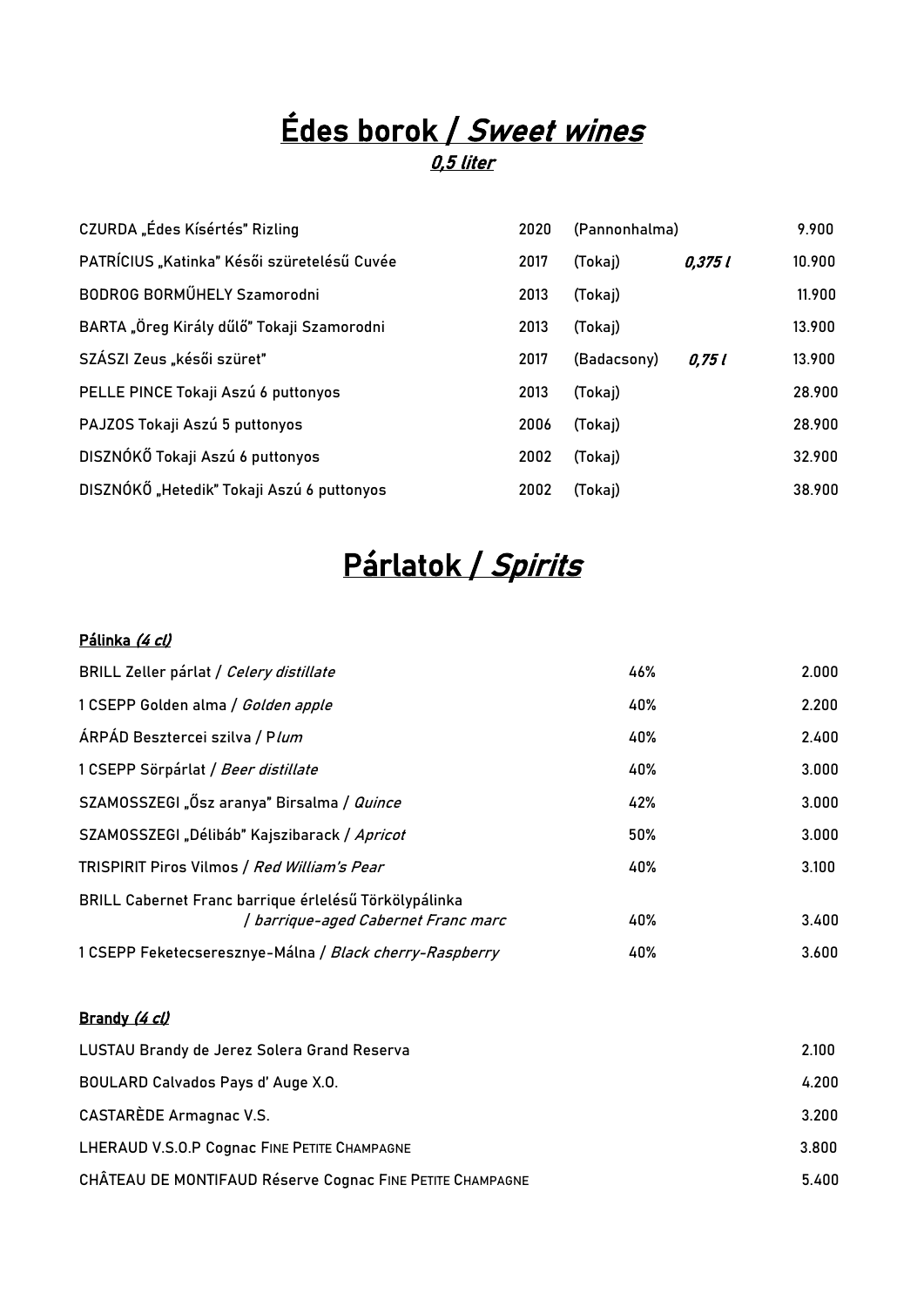# Édes borok / *Sweet wines*

***0,5 liter***

| | | | | |
|---|---|---|---|---|
| CZURDA „Édes Kísértés" Rizling | 2020 | (Pannonhalma) | | 9.900 |
| PATRÍCIUS „Katinka" Késői szüretelésű Cuvée | 2017 | (Tokaj) | ***0,375 l*** | 10.900 |
| BODROG BORMŰHELY Szamorodni | 2013 | (Tokaj) | | 11.900 |
| BARTA „Öreg Király dűlő" Tokaji Szamorodni | 2013 | (Tokaj) | | 13.900 |
| SZÁSZI Zeus „késői szüret" | 2017 | (Badacsony) | ***0,75 l*** | 13.900 |
| PELLE PINCE Tokaji Aszú 6 puttonyos | 2013 | (Tokaj) | | 28.900 |
| PAJZOS Tokaji Aszú 5 puttonyos | 2006 | (Tokaj) | | 28.900 |
| DISZNÓKŐ Tokaji Aszú 6 puttonyos | 2002 | (Tokaj) | | 32.900 |
| DISZNÓKŐ „Hetedik" Tokaji Aszú 6 puttonyos | 2002 | (Tokaj) | | 38.900 |

# Párlatok / *Spirits*

**Pálinka *(4 cl)***

| | | |
|---|---|---|
| BRILL Zeller párlat / *Celery distillate* | 46% | 2.000 |
| 1 CSEPP Golden alma / *Golden apple* | 40% | 2.200 |
| ÁRPÁD Besztercei szilva / P*lum* | 40% | 2.400 |
| 1 CSEPP Sörpárlat / *Beer distillate* | 40% | 3.000 |
| SZAMOSSZEGI „Ősz aranya" Birsalma / *Quince* | 42% | 3.000 |
| SZAMOSSZEGI „Délibáb" Kajszibarack / *Apricot* | 50% | 3.000 |
| TRISPIRIT Piros Vilmos / *Red William's Pear* | 40% | 3.100 |
| BRILL Cabernet Franc barrique érlelésű Törkölypálinka / *barrique-aged Cabernet Franc marc* | 40% | 3.400 |
| 1 CSEPP Feketecseresznye-Málna / *Black cherry-Raspberry* | 40% | 3.600 |

**Brandy *(4 cl)***

| | |
|---|---|
| LUSTAU Brandy de Jerez Solera Grand Reserva | 2.100 |
| BOULARD Calvados Pays d' Auge X.O. | 4.200 |
| CASTARÈDE Armagnac V.S. | 3.200 |
| LHERAUD V.S.O.P Cognac FINE PETITE CHAMPAGNE | 3.800 |
| CHÂTEAU DE MONTIFAUD Réserve Cognac FINE PETITE CHAMPAGNE | 5.400 |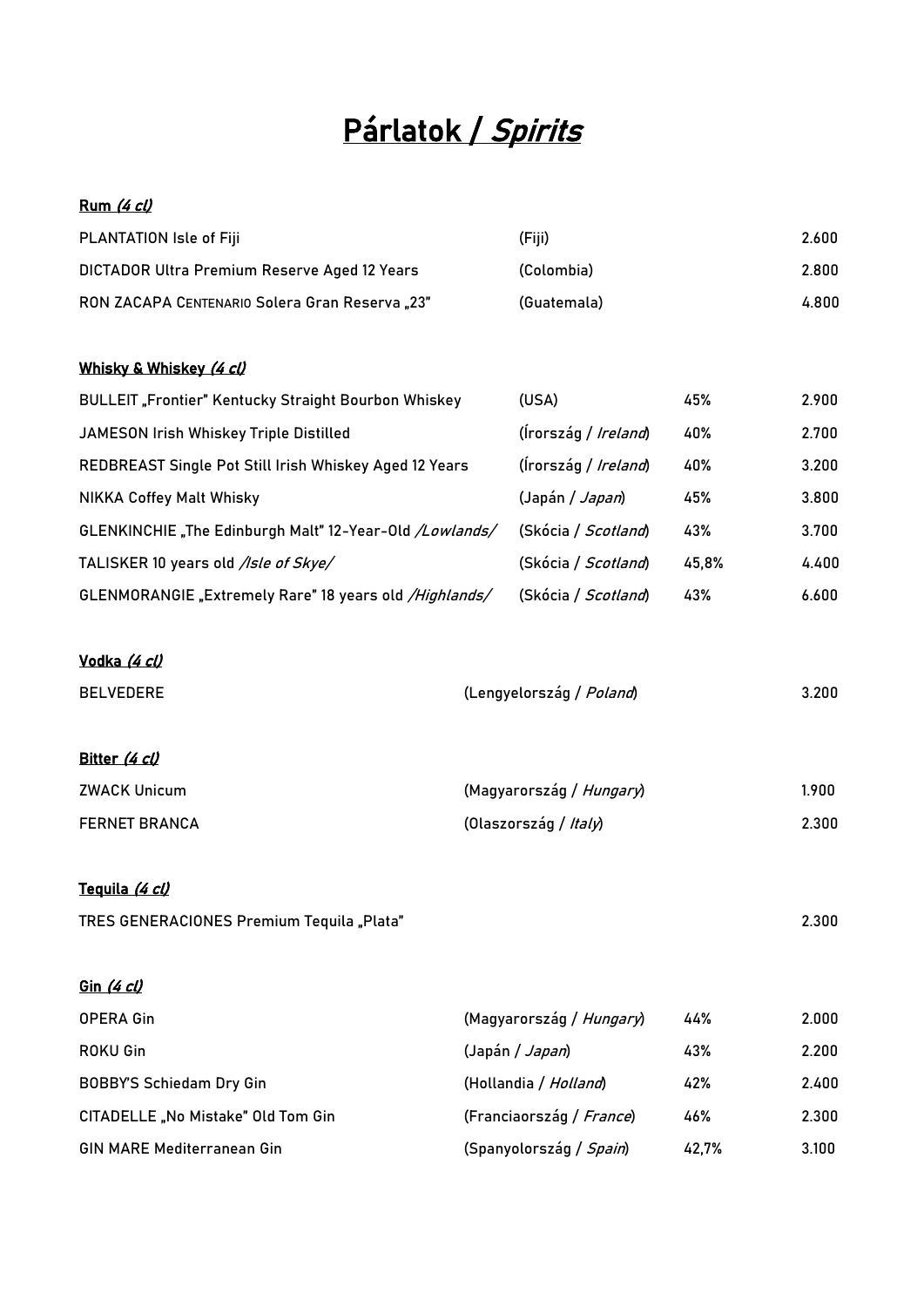# Párlatok / *Spirits*

**Rum *(4 cl)***

| | | |
|---|---|---|
| PLANTATION Isle of Fiji | (Fiji) | 2.600 |
| DICTADOR Ultra Premium Reserve Aged 12 Years | (Colombia) | 2.800 |
| RON ZACAPA CENTENARIO Solera Gran Reserva „23" | (Guatemala) | 4.800 |

**Whisky & Whiskey *(4 cl)***

| | | | |
|---|---|---|---|
| BULLEIT „Frontier" Kentucky Straight Bourbon Whiskey | (USA) | 45% | 2.900 |
| JAMESON Irish Whiskey Triple Distilled | (Írország / *Ireland*) | 40% | 2.700 |
| REDBREAST Single Pot Still Irish Whiskey Aged 12 Years | (Írország / *Ireland*) | 40% | 3.200 |
| NIKKA Coffey Malt Whisky | (Japán / *Japan*) | 45% | 3.800 |
| GLENKINCHIE „The Edinburgh Malt" 12-Year-Old */Lowlands/* | (Skócia / *Scotland*) | 43% | 3.700 |
| TALISKER 10 years old */Isle of Skye/* | (Skócia / *Scotland*) | 45,8% | 4.400 |
| GLENMORANGIE „Extremely Rare" 18 years old */Highlands/* | (Skócia / *Scotland*) | 43% | 6.600 |

**Vodka *(4 cl)***

| | | |
|---|---|---|
| BELVEDERE | (Lengyelország / *Poland*) | 3.200 |

**Bitter *(4 cl)***

| | | |
|---|---|---|
| ZWACK Unicum | (Magyarország / *Hungary*) | 1.900 |
| FERNET BRANCA | (Olaszország / *Italy*) | 2.300 |

**Tequila *(4 cl)***

| | |
|---|---|
| TRES GENERACIONES Premium Tequila „Plata" | 2.300 |

**Gin *(4 cl)***

| | | | |
|---|---|---|---|
| OPERA Gin | (Magyarország / *Hungary*) | 44% | 2.000 |
| ROKU Gin | (Japán / *Japan*) | 43% | 2.200 |
| BOBBY'S Schiedam Dry Gin | (Hollandia / *Holland*) | 42% | 2.400 |
| CITADELLE „No Mistake" Old Tom Gin | (Franciaország / *France*) | 46% | 2.300 |
| GIN MARE Mediterranean Gin | (Spanyolország / *Spain*) | 42,7% | 3.100 |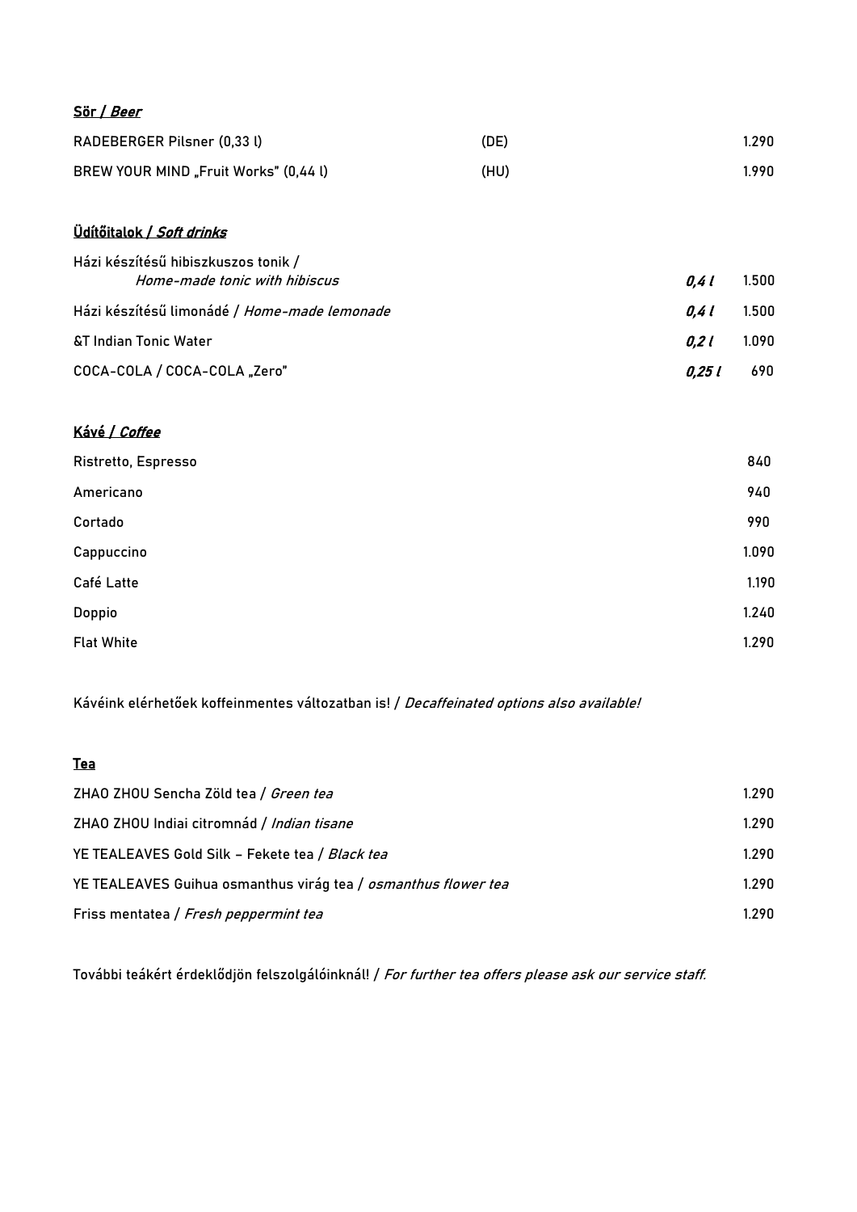## Sör / *Beer*

| | | |
|---|---|---|
| RADEBERGER Pilsner (0,33 l) | (DE) | 1.290 |
| BREW YOUR MIND „Fruit Works" (0,44 l) | (HU) | 1.990 |

## Üdítőitalok / *Soft drinks*

| | | |
|---|---|---|
| Házi készítésű hibiszkuszos tonik / *Home-made tonic with hibiscus* | *0,4 l* | 1.500 |
| Házi készítésű limonádé / *Home-made lemonade* | *0,4 l* | 1.500 |
| &T Indian Tonic Water | *0,2 l* | 1.090 |
| COCA-COLA / COCA-COLA „Zero" | *0,25 l* | 690 |

## Kávé / *Coffee*

| | |
|---|---|
| Ristretto, Espresso | 840 |
| Americano | 940 |
| Cortado | 990 |
| Cappuccino | 1.090 |
| Café Latte | 1.190 |
| Doppio | 1.240 |
| Flat White | 1.290 |

Kávéink elérhetőek koffeinmentes változatban is! / *Decaffeinated options also available!*

## Tea

| | |
|---|---|
| ZHAO ZHOU Sencha Zöld tea / *Green tea* | 1.290 |
| ZHAO ZHOU Indiai citromnád / *Indian tisane* | 1.290 |
| YE TEALEAVES Gold Silk – Fekete tea / *Black tea* | 1.290 |
| YE TEALEAVES Guihua osmanthus virág tea / *osmanthus flower tea* | 1.290 |
| Friss mentatea / *Fresh peppermint tea* | 1.290 |

További teákért érdeklődjön felszolgálóinknál! / *For further tea offers please ask our service staff.*